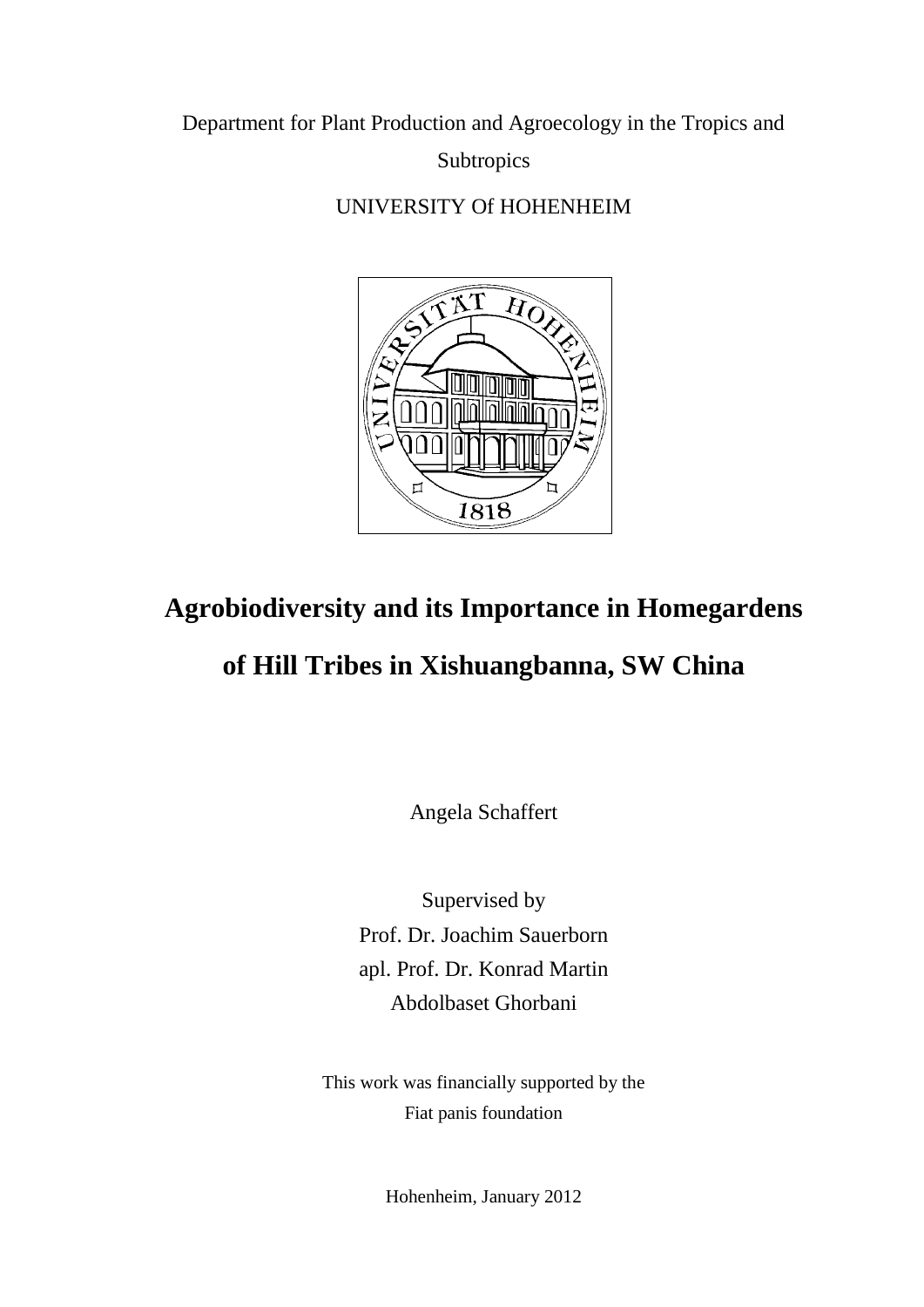Department for Plant Production and Agroecology in the Tropics and Subtropics

UNIVERSITY Of HOHENHEIM

# Agrobiodiversity and its Importance in Homegardens of Hill Tribes in Xishuangbanna, SW China

Angela Schaffert

Supervised by

Prof. Dr. Joachim Sauerborn

apl. Prof. Dr. Konrad Martin

Abdolbaset Ghorbani

This work was financially supported by the

Fiat panis foundation

Hohenheim, January 2012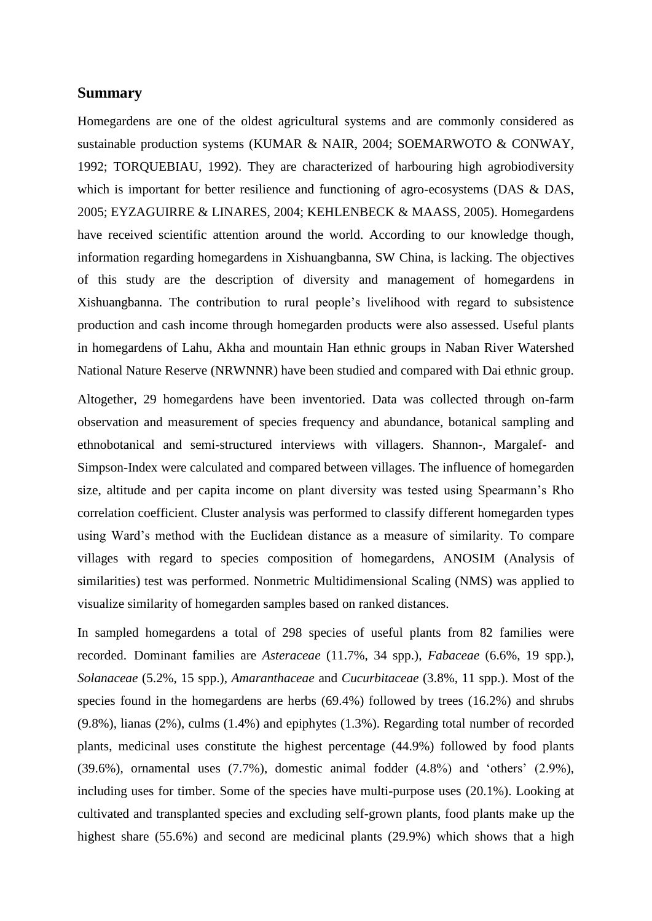## Summary

Homegardens are one of the oldest agricultural systems and are commonly considered as sustainable production systems (KUMAR & NAIR, 2004; SOEMARWOTO & CONWAY, 1992; TORQUEBIAU, 1992). They are characterized of harbouring high agrobiodiversity which is important for better resilience and functioning of agro-ecosystems (DAS & DAS, 2005; EYZAGUIRRE & LINARES, 2004; KEHLENBECK & MAASS, 2005). Homegardens have received scientific attention around the world. According to our knowledge though, information regarding homegardens in Xishuangbanna, SW China, is lacking. The objectives of this study are the description of diversity and management of homegardens in Xishuangbanna. The contribution to rural people's livelihood with regard to subsistence production and cash income through homegarden products were also assessed. Useful plants in homegardens of Lahu, Akha and mountain Han ethnic groups in Naban River Watershed National Nature Reserve (NRWNNR) have been studied and compared with Dai ethnic group.

Altogether, 29 homegardens have been inventoried. Data was collected through on-farm observation and measurement of species frequency and abundance, botanical sampling and ethnobotanical and semi-structured interviews with villagers. Shannon-, Margalef- and Simpson-Index were calculated and compared between villages. The influence of homegarden size, altitude and per capita income on plant diversity was tested using Spearmann's Rho correlation coefficient. Cluster analysis was performed to classify different homegarden types using Ward's method with the Euclidean distance as a measure of similarity. To compare villages with regard to species composition of homegardens, ANOSIM (Analysis of similarities) test was performed. Nonmetric Multidimensional Scaling (NMS) was applied to visualize similarity of homegarden samples based on ranked distances.

In sampled homegardens a total of 298 species of useful plants from 82 families were recorded. Dominant families are *Asteraceae* (11.7%, 34 spp.), *Fabaceae* (6.6%, 19 spp.), *Solanaceae* (5.2%, 15 spp.), *Amaranthaceae* and *Cucurbitaceae* (3.8%, 11 spp.). Most of the species found in the homegardens are herbs (69.4%) followed by trees (16.2%) and shrubs (9.8%), lianas (2%), culms (1.4%) and epiphytes (1.3%). Regarding total number of recorded plants, medicinal uses constitute the highest percentage (44.9%) followed by food plants (39.6%), ornamental uses (7.7%), domestic animal fodder (4.8%) and 'others' (2.9%), including uses for timber. Some of the species have multi-purpose uses (20.1%). Looking at cultivated and transplanted species and excluding self-grown plants, food plants make up the highest share (55.6%) and second are medicinal plants (29.9%) which shows that a high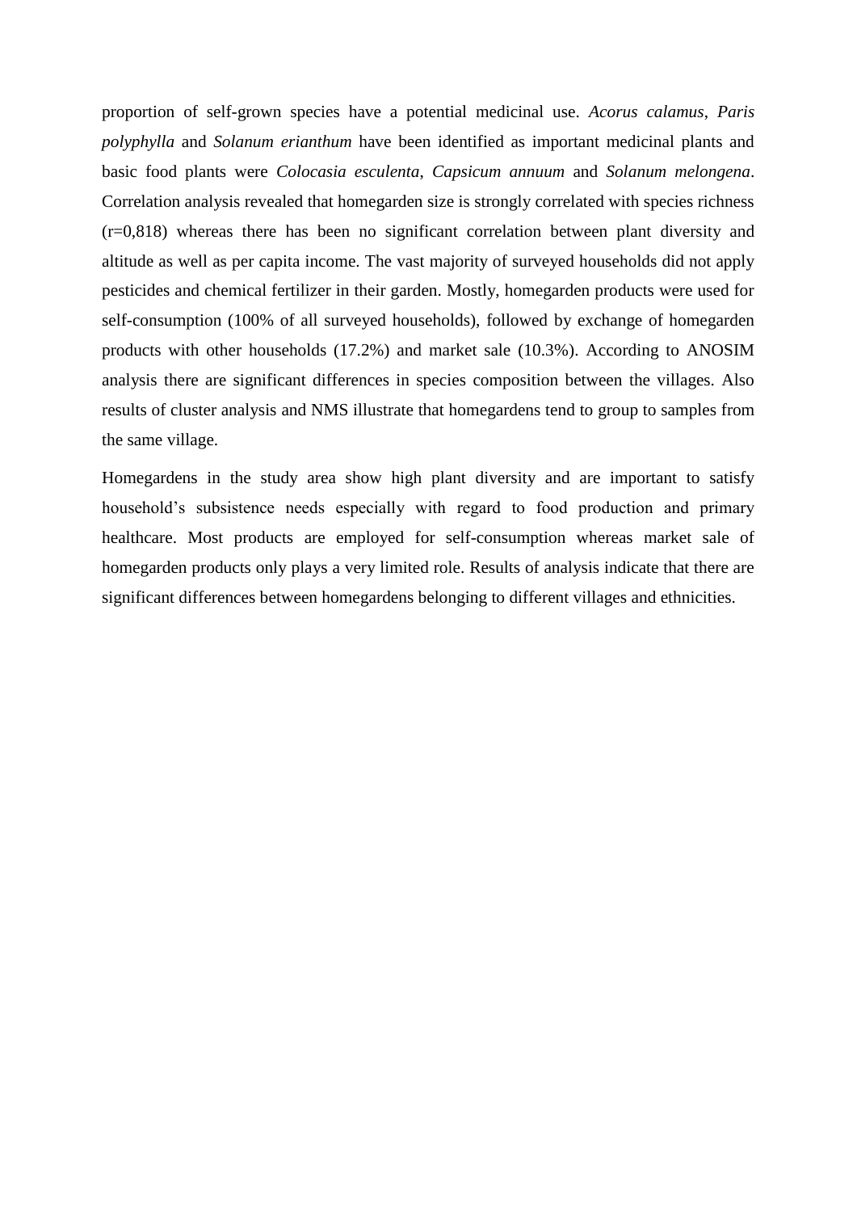proportion of self-grown species have a potential medicinal use. *Acorus calamus*, *Paris polyphylla* and *Solanum erianthum* have been identified as important medicinal plants and basic food plants were *Colocasia esculenta*, *Capsicum annuum* and *Solanum melongena*. Correlation analysis revealed that homegarden size is strongly correlated with species richness (r=0,818) whereas there has been no significant correlation between plant diversity and altitude as well as per capita income. The vast majority of surveyed households did not apply pesticides and chemical fertilizer in their garden. Mostly, homegarden products were used for self-consumption (100% of all surveyed households), followed by exchange of homegarden products with other households (17.2%) and market sale (10.3%). According to ANOSIM analysis there are significant differences in species composition between the villages. Also results of cluster analysis and NMS illustrate that homegardens tend to group to samples from the same village.

Homegardens in the study area show high plant diversity and are important to satisfy household's subsistence needs especially with regard to food production and primary healthcare. Most products are employed for self-consumption whereas market sale of homegarden products only plays a very limited role. Results of analysis indicate that there are significant differences between homegardens belonging to different villages and ethnicities.